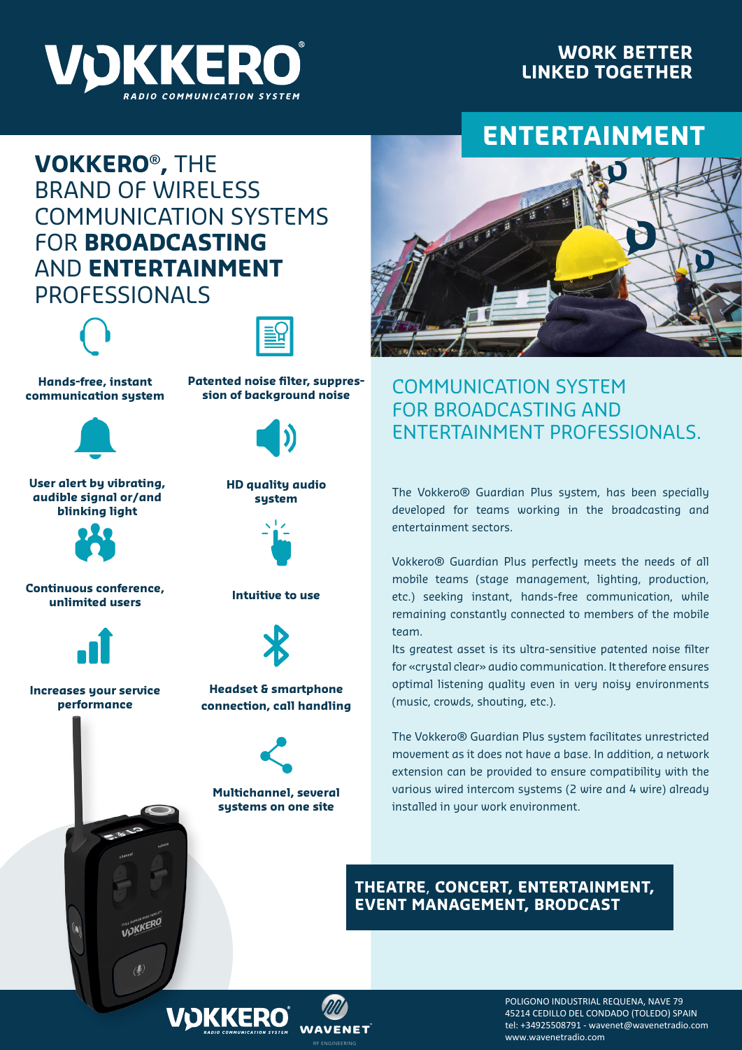# VOKKERO®

RADIO COMMUNICATION SYSTEM

**WORK BETTER LINKED TOGETHER**

## ENTERTAINMENT

## **VOKKERO®,** THE BRAND OF WIRELESS COMMUNICATION SYSTEMS FOR **BROADCASTING** AND **ENTERTAINMENT** PROFESSIONALS

**Hands-free, instant communication system**

**Patented noise filter, suppression of background noise**

**User alert by vibrating, audible signal or/and blinking light**

**HD quality audio system**

**Continuous conference, unlimited users**

**Intuitive to use**

**Increases your service performance**

**Headset & smartphone connection, call handling**

**Multichannel, several systems on one site**

## COMMUNICATION SYSTEM FOR BROADCASTING AND ENTERTAINMENT PROFESSIONALS.

The Vokkero® Guardian Plus system, has been specially developed for teams working in the broadcasting and entertainment sectors.

Vokkero® Guardian Plus perfectly meets the needs of all mobile teams (stage management, lighting, production, etc.) seeking instant, hands-free communication, while remaining constantly connected to members of the mobile team.

Its greatest asset is its ultra-sensitive patented noise filter for «crystal clear» audio communication. It therefore ensures optimal listening quality even in very noisy environments (music, crowds, shouting, etc.).

The Vokkero® Guardian Plus system facilitates unrestricted movement as it does not have a base. In addition, a network extension can be provided to ensure compatibility with the various wired intercom systems (2 wire and 4 wire) already installed in your work environment.

**THEATRE, CONCERT, ENTERTAINMENT, EVENT MANAGEMENT, BRODCAST**

VOKKERO RADIO COMMUNICATION SYSTEM — WAVENET RF ENGINEERING

POLIGONO INDUSTRIAL REQUENA, NAVE 79
45214 CEDILLO DEL CONDADO (TOLEDO) SPAIN
tel: +34925508791 - wavenet@wavenetradio.com
www.wavenetradio.com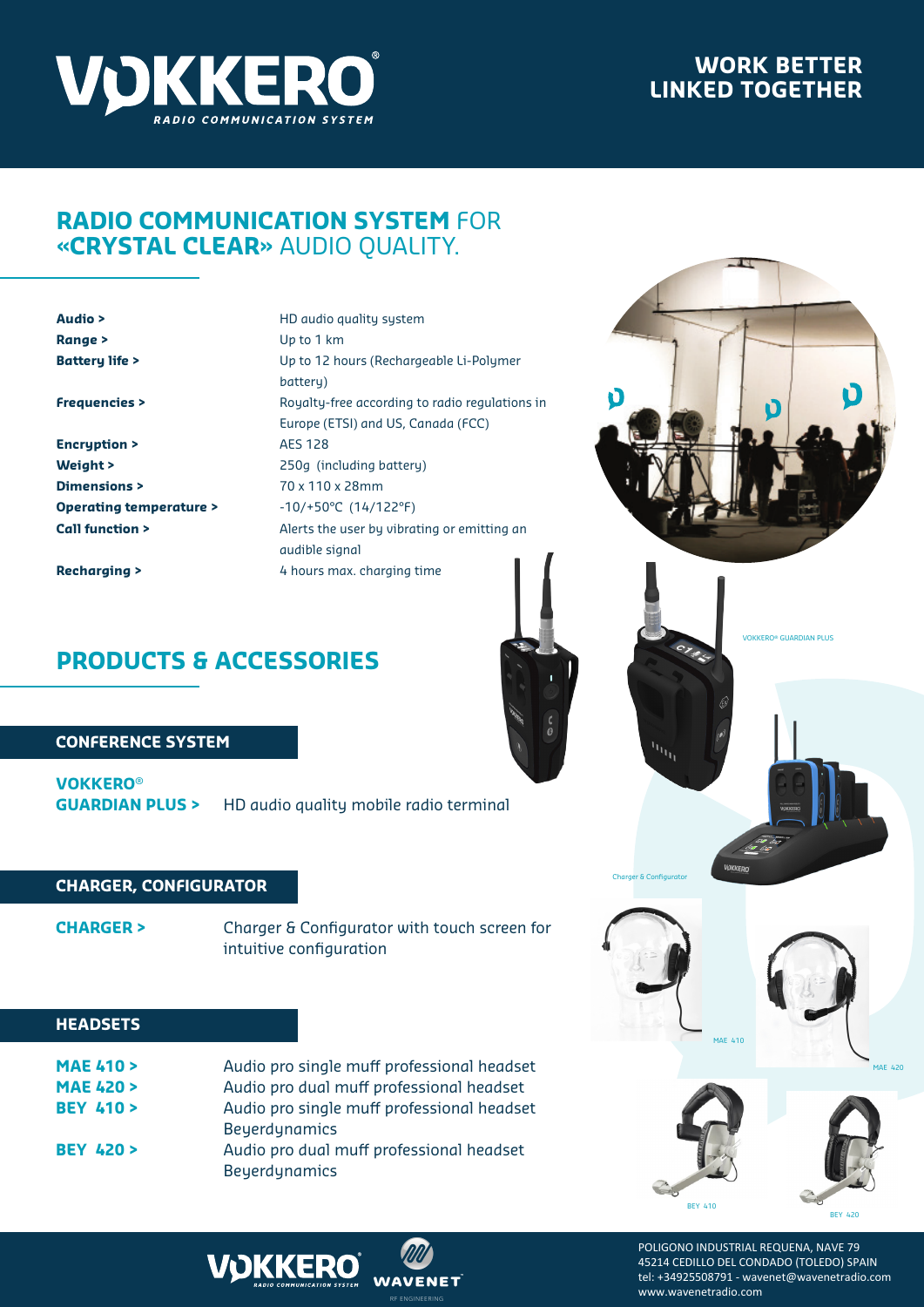# VOKKERO®

RADIO COMMUNICATION SYSTEM

WORK BETTER LINKED TOGETHER

## RADIO COMMUNICATION SYSTEM FOR «CRYSTAL CLEAR» AUDIO QUALITY.

| | |
|---|---|
| **Audio >** | HD audio quality system |
| **Range >** | Up to 1 km |
| **Battery life >** | Up to 12 hours (Rechargeable Li-Polymer battery) |
| **Frequencies >** | Royalty-free according to radio regulations in Europe (ETSI) and US, Canada (FCC) |
| **Encryption >** | AES 128 |
| **Weight >** | 250g (including battery) |
| **Dimensions >** | 70 x 110 x 28mm |
| **Operating temperature >** | -10/+50°C (14/122°F) |
| **Call function >** | Alerts the user by vibrating or emitting an audible signal |
| **Recharging >** | 4 hours max. charging time |

## PRODUCTS & ACCESSORIES

### CONFERENCE SYSTEM

**VOKKERO® GUARDIAN PLUS >** HD audio quality mobile radio terminal

### CHARGER, CONFIGURATOR

**CHARGER >** Charger & Configurator with touch screen for intuitive configuration

### HEADSETS

**MAE 410 >** Audio pro single muff professional headset

**MAE 420 >** Audio pro dual muff professional headset

**BEY 410 >** Audio pro single muff professional headset Beyerdynamics

**BEY 420 >** Audio pro dual muff professional headset Beyerdynamics

VOKKERO® GUARDIAN PLUS

Charger & Configurator

MAE 410

MAE 420

BEY 410

BEY 420

VOKKERO RADIO COMMUNICATION SYSTEM

WAVENET RF ENGINEERING

POLIGONO INDUSTRIAL REQUENA, NAVE 79
45214 CEDILLO DEL CONDADO (TOLEDO) SPAIN
tel: +34925508791 - wavenet@wavenetradio.com
www.wavenetradio.com